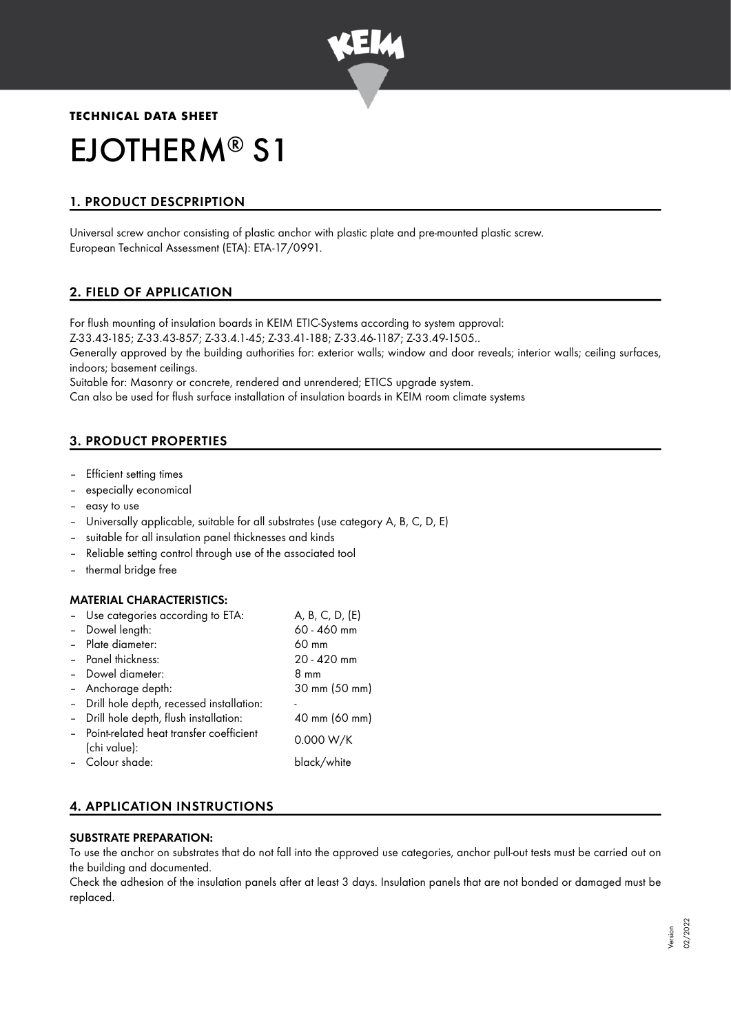**TECHNICAL DATA SHEET**

# EJOTHERM® S1

## 1. PRODUCT DESCPRIPTION

Universal screw anchor consisting of plastic anchor with plastic plate and pre-mounted plastic screw.
European Technical Assessment (ETA): ETA-17/0991.

## 2. FIELD OF APPLICATION

For flush mounting of insulation boards in KEIM ETIC-Systems according to system approval:
Z-33.43-185; Z-33.43-857; Z-33.4.1-45; Z-33.41-188; Z-33.46-1187; Z-33.49-1505..
Generally approved by the building authorities for: exterior walls; window and door reveals; interior walls; ceiling surfaces, indoors; basement ceilings.
Suitable for: Masonry or concrete, rendered and unrendered; ETICS upgrade system.
Can also be used for flush surface installation of insulation boards in KEIM room climate systems

## 3. PRODUCT PROPERTIES

- Efficient setting times
- especially economical
- easy to use
- Universally applicable, suitable for all substrates (use category A, B, C, D, E)
- suitable for all insulation panel thicknesses and kinds
- Reliable setting control through use of the associated tool
- thermal bridge free

### MATERIAL CHARACTERISTICS:

- Use categories according to ETA: A, B, C, D, (E)
- Dowel length: 60 - 460 mm
- Plate diameter: 60 mm
- Panel thickness: 20 - 420 mm
- Dowel diameter: 8 mm
- Anchorage depth: 30 mm (50 mm)
- Drill hole depth, recessed installation: -
- Drill hole depth, flush installation: 40 mm (60 mm)
- Point-related heat transfer coefficient (chi value): 0.000 W/K
- Colour shade: black/white

## 4. APPLICATION INSTRUCTIONS

### SUBSTRATE PREPARATION:

To use the anchor on substrates that do not fall into the approved use categories, anchor pull-out tests must be carried out on the building and documented.
Check the adhesion of the insulation panels after at least 3 days. Insulation panels that are not bonded or damaged must be replaced.

Version 02/2022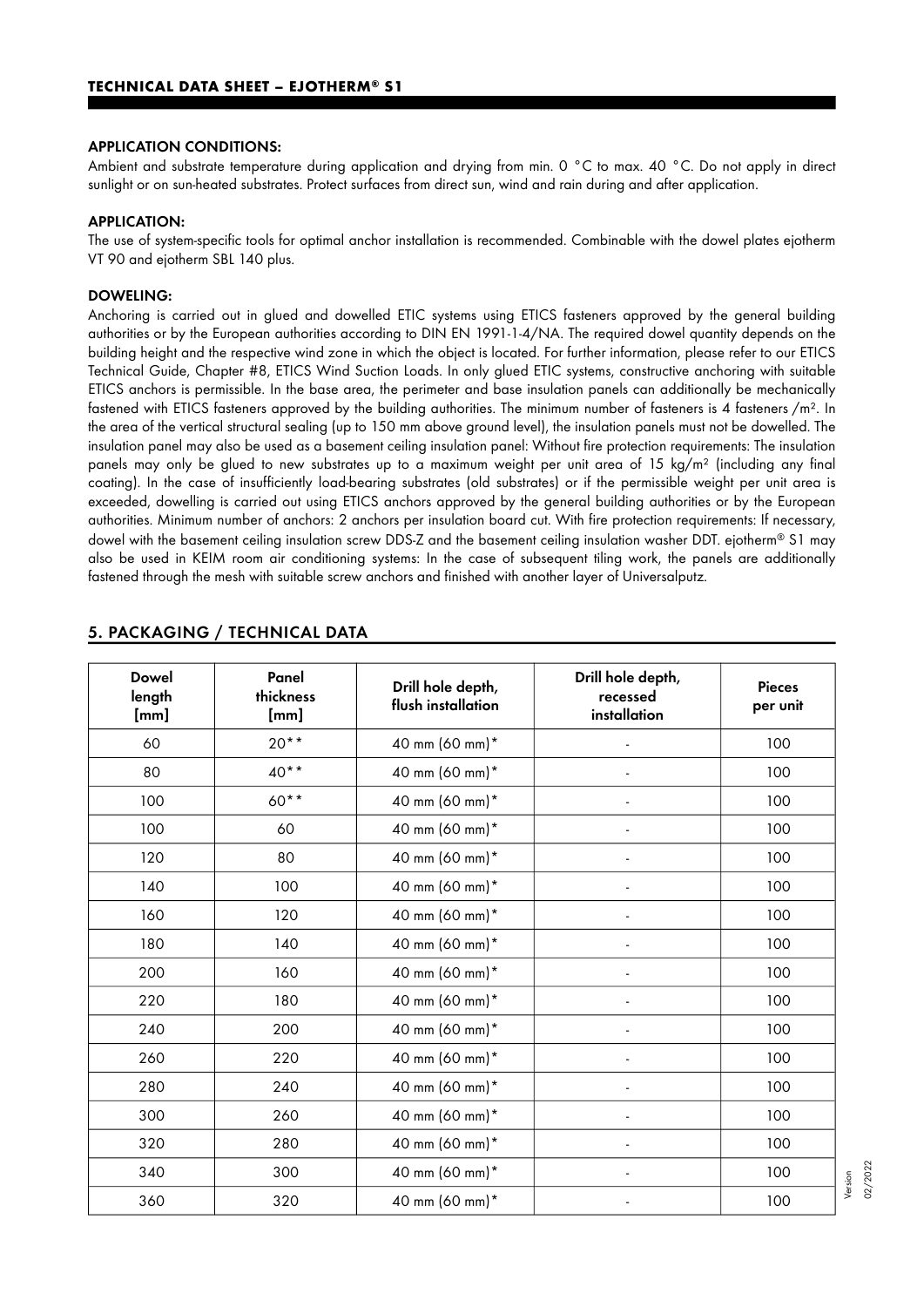### APPLICATION CONDITIONS:

Ambient and substrate temperature during application and drying from min. 0 °C to max. 40 °C. Do not apply in direct sunlight or on sun-heated substrates. Protect surfaces from direct sun, wind and rain during and after application.

### APPLICATION:

The use of system-specific tools for optimal anchor installation is recommended. Combinable with the dowel plates ejotherm VT 90 and ejotherm SBL 140 plus.

### DOWELING:

Anchoring is carried out in glued and dowelled ETIC systems using ETICS fasteners approved by the general building authorities or by the European authorities according to DIN EN 1991-1-4/NA. The required dowel quantity depends on the building height and the respective wind zone in which the object is located. For further information, please refer to our ETICS Technical Guide, Chapter #8, ETICS Wind Suction Loads. In only glued ETIC systems, constructive anchoring with suitable ETICS anchors is permissible. In the base area, the perimeter and base insulation panels can additionally be mechanically fastened with ETICS fasteners approved by the building authorities. The minimum number of fasteners is 4 fasteners /m². In the area of the vertical structural sealing (up to 150 mm above ground level), the insulation panels must not be dowelled. The insulation panel may also be used as a basement ceiling insulation panel: Without fire protection requirements: The insulation panels may only be glued to new substrates up to a maximum weight per unit area of 15 kg/m² (including any final coating). In the case of insufficiently load-bearing substrates (old substrates) or if the permissible weight per unit area is exceeded, dowelling is carried out using ETICS anchors approved by the general building authorities or by the European authorities. Minimum number of anchors: 2 anchors per insulation board cut. With fire protection requirements: If necessary, dowel with the basement ceiling insulation screw DDS-Z and the basement ceiling insulation washer DDT. ejotherm® S1 may also be used in KEIM room air conditioning systems: In the case of subsequent tiling work, the panels are additionally fastened through the mesh with suitable screw anchors and finished with another layer of Universalputz.

## 5. PACKAGING / TECHNICAL DATA

| Dowel length [mm] | Panel thickness [mm] | Drill hole depth, flush installation | Drill hole depth, recessed installation | Pieces per unit |
|---|---|---|---|---|
| 60 | 20** | 40 mm (60 mm)* | - | 100 |
| 80 | 40** | 40 mm (60 mm)* | - | 100 |
| 100 | 60** | 40 mm (60 mm)* | - | 100 |
| 100 | 60 | 40 mm (60 mm)* | - | 100 |
| 120 | 80 | 40 mm (60 mm)* | - | 100 |
| 140 | 100 | 40 mm (60 mm)* | - | 100 |
| 160 | 120 | 40 mm (60 mm)* | - | 100 |
| 180 | 140 | 40 mm (60 mm)* | - | 100 |
| 200 | 160 | 40 mm (60 mm)* | - | 100 |
| 220 | 180 | 40 mm (60 mm)* | - | 100 |
| 240 | 200 | 40 mm (60 mm)* | - | 100 |
| 260 | 220 | 40 mm (60 mm)* | - | 100 |
| 280 | 240 | 40 mm (60 mm)* | - | 100 |
| 300 | 260 | 40 mm (60 mm)* | - | 100 |
| 320 | 280 | 40 mm (60 mm)* | - | 100 |
| 340 | 300 | 40 mm (60 mm)* | - | 100 |
| 360 | 320 | 40 mm (60 mm)* | - | 100 |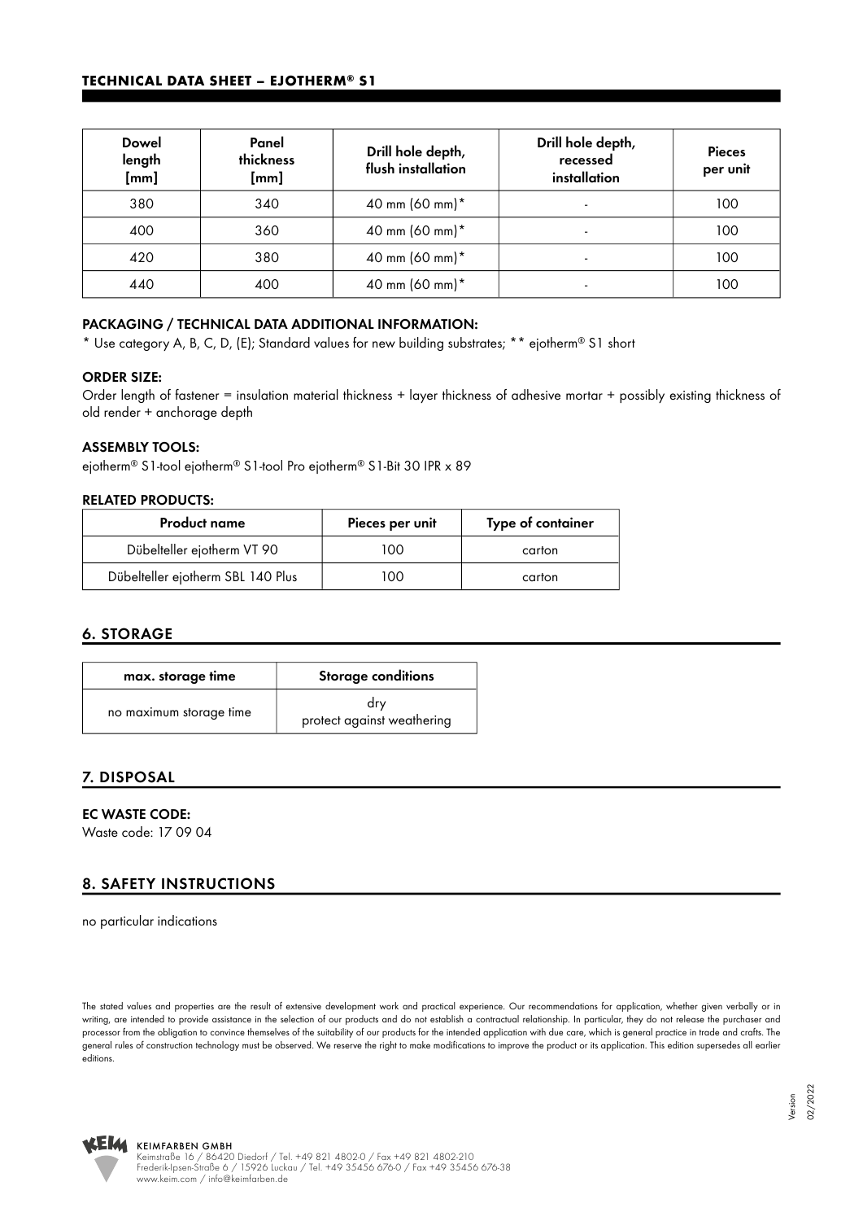| Dowel length [mm] | Panel thickness [mm] | Drill hole depth, flush installation | Drill hole depth, recessed installation | Pieces per unit |
|---|---|---|---|---|
| 380 | 340 | 40 mm (60 mm)* | - | 100 |
| 400 | 360 | 40 mm (60 mm)* | - | 100 |
| 420 | 380 | 40 mm (60 mm)* | - | 100 |
| 440 | 400 | 40 mm (60 mm)* | - | 100 |

**PACKAGING / TECHNICAL DATA ADDITIONAL INFORMATION:**

* Use category A, B, C, D, (E); Standard values for new building substrates; ** ejotherm® S1 short

**ORDER SIZE:**

Order length of fastener = insulation material thickness + layer thickness of adhesive mortar + possibly existing thickness of old render + anchorage depth

**ASSEMBLY TOOLS:**

ejotherm® S1-tool ejotherm® S1-tool Pro ejotherm® S1-Bit 30 IPR x 89

**RELATED PRODUCTS:**

| Product name | Pieces per unit | Type of container |
|---|---|---|
| Dübelteller ejotherm VT 90 | 100 | carton |
| Dübelteller ejotherm SBL 140 Plus | 100 | carton |

## 6. STORAGE

| max. storage time | Storage conditions |
|---|---|
| no maximum storage time | dry<br>protect against weathering |

## 7. DISPOSAL

**EC WASTE CODE:**

Waste code: 17 09 04

## 8. SAFETY INSTRUCTIONS

no particular indications

The stated values and properties are the result of extensive development work and practical experience. Our recommendations for application, whether given verbally or in writing, are intended to provide assistance in the selection of our products and do not establish a contractual relationship. In particular, they do not release the purchaser and processor from the obligation to convince themselves of the suitability of our products for the intended application with due care, which is general practice in trade and crafts. The general rules of construction technology must be observed. We reserve the right to make modifications to improve the product or its application. This edition supersedes all earlier editions.

Version 02/2022

KEIMFARBEN GMBH
Keimstraße 16 / 86420 Diedorf / Tel. +49 821 4802-0 / Fax +49 821 4802-210
Frederik-Ipsen-Straße 6 / 15926 Luckau / Tel. +49 35456 676-0 / Fax +49 35456 676-38
www.keim.com / info@keimfarben.de